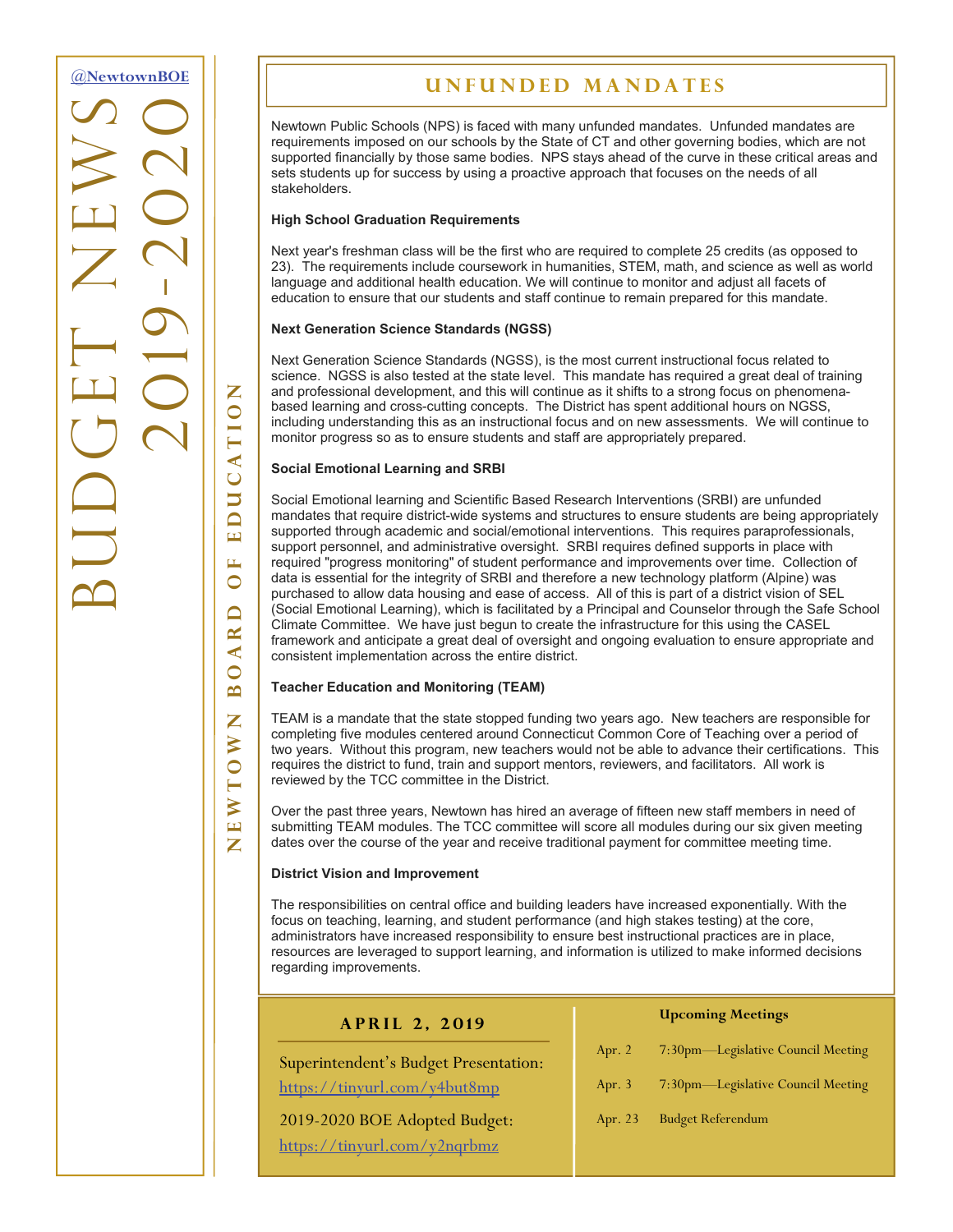@NewtownBOE

# BUDGET NEWS 2019-2020

NEWTOWN BOARD OF EDUCATION

## UNFUNDED MANDATES

Newtown Public Schools (NPS) is faced with many unfunded mandates. Unfunded mandates are requirements imposed on our schools by the State of CT and other governing bodies, which are not supported financially by those same bodies. NPS stays ahead of the curve in these critical areas and sets students up for success by using a proactive approach that focuses on the needs of all stakeholders.

**High School Graduation Requirements**

Next year's freshman class will be the first who are required to complete 25 credits (as opposed to 23). The requirements include coursework in humanities, STEM, math, and science as well as world language and additional health education. We will continue to monitor and adjust all facets of education to ensure that our students and staff continue to remain prepared for this mandate.

**Next Generation Science Standards (NGSS)**

Next Generation Science Standards (NGSS), is the most current instructional focus related to science. NGSS is also tested at the state level. This mandate has required a great deal of training and professional development, and this will continue as it shifts to a strong focus on phenomena-based learning and cross-cutting concepts. The District has spent additional hours on NGSS, including understanding this as an instructional focus and on new assessments. We will continue to monitor progress so as to ensure students and staff are appropriately prepared.

**Social Emotional Learning and SRBI**

Social Emotional learning and Scientific Based Research Interventions (SRBI) are unfunded mandates that require district-wide systems and structures to ensure students are being appropriately supported through academic and social/emotional interventions. This requires paraprofessionals, support personnel, and administrative oversight. SRBI requires defined supports in place with required "progress monitoring" of student performance and improvements over time. Collection of data is essential for the integrity of SRBI and therefore a new technology platform (Alpine) was purchased to allow data housing and ease of access. All of this is part of a district vision of SEL (Social Emotional Learning), which is facilitated by a Principal and Counselor through the Safe School Climate Committee. We have just begun to create the infrastructure for this using the CASEL framework and anticipate a great deal of oversight and ongoing evaluation to ensure appropriate and consistent implementation across the entire district.

**Teacher Education and Monitoring (TEAM)**

TEAM is a mandate that the state stopped funding two years ago. New teachers are responsible for completing five modules centered around Connecticut Common Core of Teaching over a period of two years. Without this program, new teachers would not be able to advance their certifications. This requires the district to fund, train and support mentors, reviewers, and facilitators. All work is reviewed by the TCC committee in the District.

Over the past three years, Newtown has hired an average of fifteen new staff members in need of submitting TEAM modules. The TCC committee will score all modules during our six given meeting dates over the course of the year and receive traditional payment for committee meeting time.

**District Vision and Improvement**

The responsibilities on central office and building leaders have increased exponentially. With the focus on teaching, learning, and student performance (and high stakes testing) at the core, administrators have increased responsibility to ensure best instructional practices are in place, resources are leveraged to support learning, and information is utilized to make informed decisions regarding improvements.

### APRIL 2, 2019

Superintendent's Budget Presentation: https://tinyurl.com/y4but8mp

2019-2020 BOE Adopted Budget: https://tinyurl.com/y2nqrbmz

**Upcoming Meetings**

| | |
|---|---|
| Apr. 2 | 7:30pm—Legislative Council Meeting |
| Apr. 3 | 7:30pm—Legislative Council Meeting |
| Apr. 23 | Budget Referendum |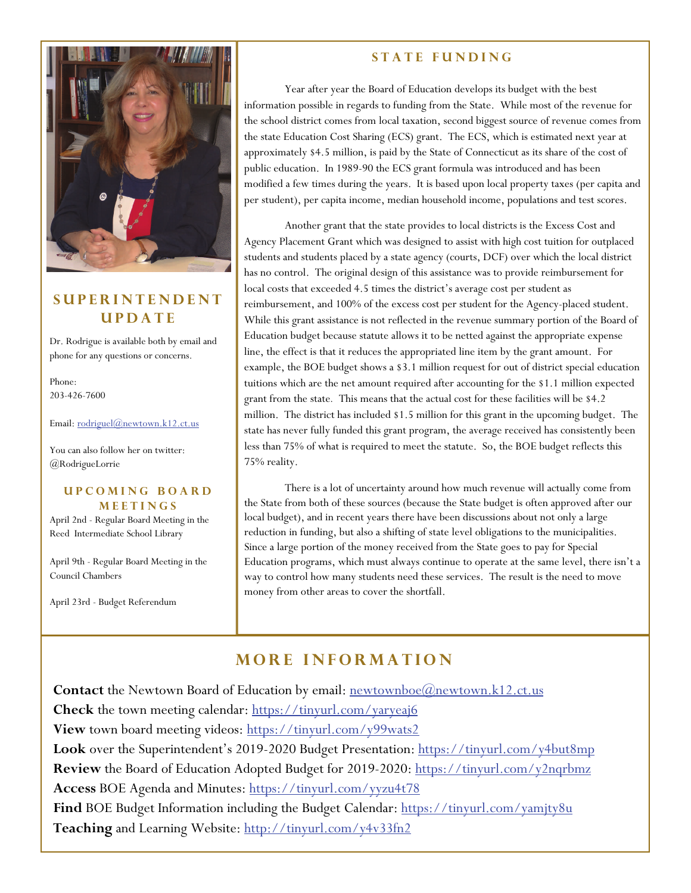## SUPERINTENDENT UPDATE

Dr. Rodrigue is available both by email and phone for any questions or concerns.

Phone:
203-426-7600

Email: rodriguel@newtown.k12.ct.us

You can also follow her on twitter: @RodrigueLorrie

### UPCOMING BOARD MEETINGS

April 2nd - Regular Board Meeting in the Reed Intermediate School Library

April 9th - Regular Board Meeting in the Council Chambers

April 23rd - Budget Referendum

## STATE FUNDING

Year after year the Board of Education develops its budget with the best information possible in regards to funding from the State. While most of the revenue for the school district comes from local taxation, second biggest source of revenue comes from the state Education Cost Sharing (ECS) grant. The ECS, which is estimated next year at approximately $4.5 million, is paid by the State of Connecticut as its share of the cost of public education. In 1989-90 the ECS grant formula was introduced and has been modified a few times during the years. It is based upon local property taxes (per capita and per student), per capita income, median household income, populations and test scores.

Another grant that the state provides to local districts is the Excess Cost and Agency Placement Grant which was designed to assist with high cost tuition for outplaced students and students placed by a state agency (courts, DCF) over which the local district has no control. The original design of this assistance was to provide reimbursement for local costs that exceeded 4.5 times the district's average cost per student as reimbursement, and 100% of the excess cost per student for the Agency-placed student. While this grant assistance is not reflected in the revenue summary portion of the Board of Education budget because statute allows it to be netted against the appropriate expense line, the effect is that it reduces the appropriated line item by the grant amount. For example, the BOE budget shows a $3.1 million request for out of district special education tuitions which are the net amount required after accounting for the $1.1 million expected grant from the state. This means that the actual cost for these facilities will be $4.2 million. The district has included $1.5 million for this grant in the upcoming budget. The state has never fully funded this grant program, the average received has consistently been less than 75% of what is required to meet the statute. So, the BOE budget reflects this 75% reality.

There is a lot of uncertainty around how much revenue will actually come from the State from both of these sources (because the State budget is often approved after our local budget), and in recent years there have been discussions about not only a large reduction in funding, but also a shifting of state level obligations to the municipalities. Since a large portion of the money received from the State goes to pay for Special Education programs, which must always continue to operate at the same level, there isn't a way to control how many students need these services. The result is the need to move money from other areas to cover the shortfall.

## MORE INFORMATION

**Contact** the Newtown Board of Education by email: newtownboe@newtown.k12.ct.us
**Check** the town meeting calendar: https://tinyurl.com/yaryeaj6
**View** town board meeting videos: https://tinyurl.com/y99wats2
**Look** over the Superintendent's 2019-2020 Budget Presentation: https://tinyurl.com/y4but8mp
**Review** the Board of Education Adopted Budget for 2019-2020: https://tinyurl.com/y2nqrbmz
**Access** BOE Agenda and Minutes: https://tinyurl.com/yyzu4t78
**Find** BOE Budget Information including the Budget Calendar: https://tinyurl.com/yamjty8u
**Teaching** and Learning Website: http://tinyurl.com/y4v33fn2